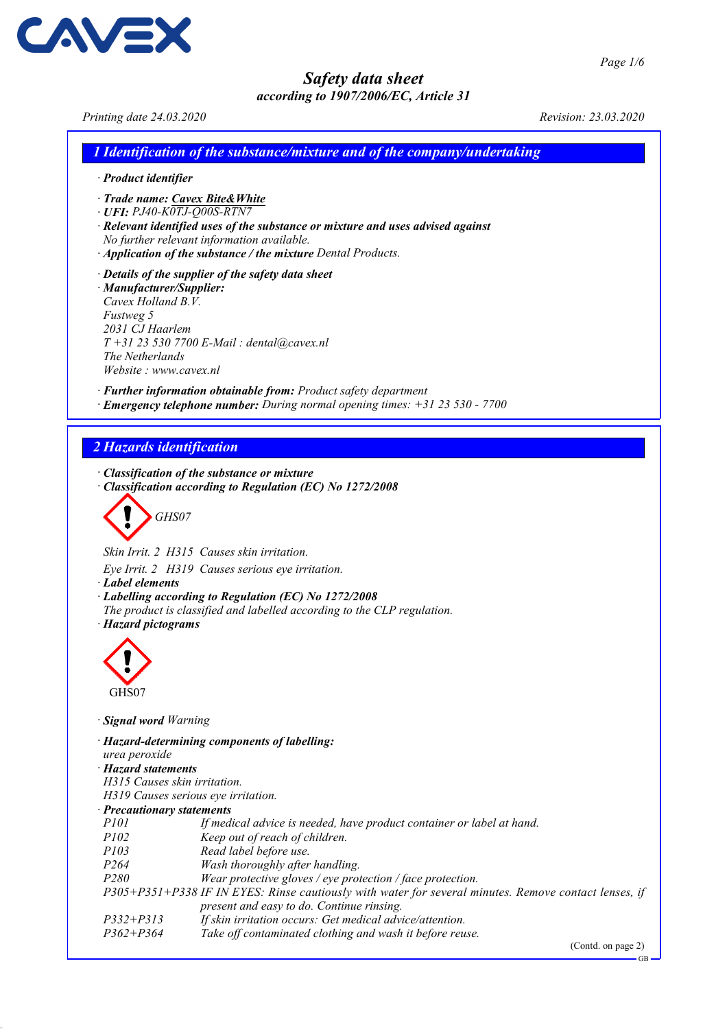# Safety data sheet

*according to 1907/2006/EC, Article 31*

*Printing date 24.03.2020* *Revision: 23.03.2020*

## 1 Identification of the substance/mixture and of the company/undertaking

· **Product identifier**

· **Trade name: Cavex Bite&White**
· **UFI:** PJ40-K0TJ-Q00S-RTN7
· **Relevant identified uses of the substance or mixture and uses advised against**
No further relevant information available.
· **Application of the substance / the mixture** Dental Products.

· **Details of the supplier of the safety data sheet**
· **Manufacturer/Supplier:**
Cavex Holland B.V.
Fustweg 5
2031 CJ Haarlem
T +31 23 530 7700 E-Mail : dental@cavex.nl
The Netherlands
Website : www.cavex.nl

· **Further information obtainable from:** Product safety department
· **Emergency telephone number:** During normal opening times: +31 23 530 - 7700

## 2 Hazards identification

· **Classification of the substance or mixture**
· **Classification according to Regulation (EC) No 1272/2008**

GHS07

Skin Irrit. 2 H315 Causes skin irritation.

Eye Irrit. 2 H319 Causes serious eye irritation.
· **Label elements**
· **Labelling according to Regulation (EC) No 1272/2008**
The product is classified and labelled according to the CLP regulation.
· **Hazard pictograms**

GHS07

· **Signal word** Warning

· **Hazard-determining components of labelling:**
urea peroxide
· **Hazard statements**
H315 Causes skin irritation.
H319 Causes serious eye irritation.
· **Precautionary statements**

| | |
|---|---|
| P101 | If medical advice is needed, have product container or label at hand. |
| P102 | Keep out of reach of children. |
| P103 | Read label before use. |
| P264 | Wash thoroughly after handling. |
| P280 | Wear protective gloves / eye protection / face protection. |
| P305+P351+P338 | IF IN EYES: Rinse cautiously with water for several minutes. Remove contact lenses, if present and easy to do. Continue rinsing. |
| P332+P313 | If skin irritation occurs: Get medical advice/attention. |
| P362+P364 | Take off contaminated clothing and wash it before reuse. |

(Contd. on page 2)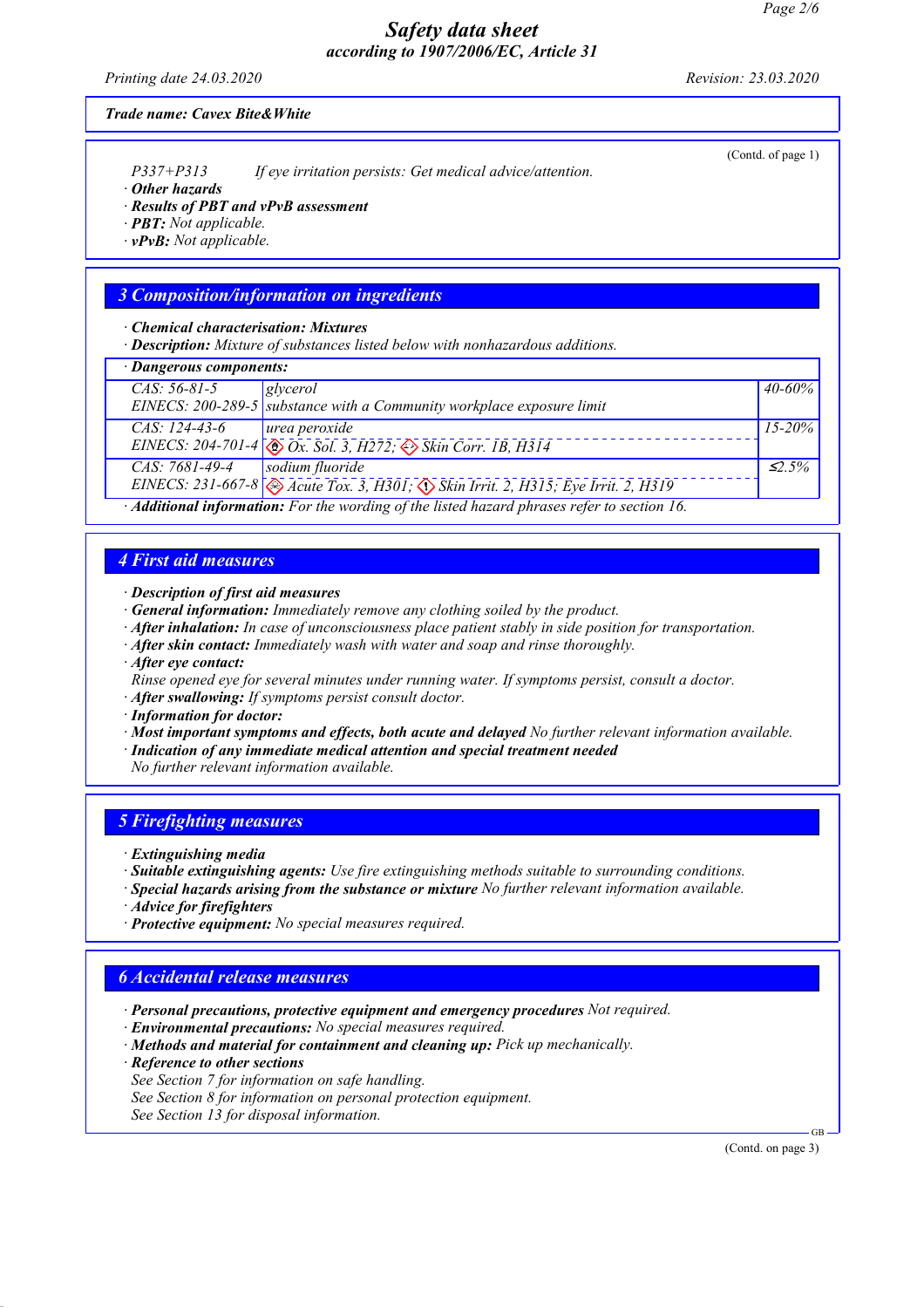*Trade name: Cavex Bite&White*

(Contd. of page 1)

P337+P313 *If eye irritation persists: Get medical advice/attention.*

· **Other hazards**
· **Results of PBT and vPvB assessment**
· **PBT:** Not applicable.
· **vPvB:** Not applicable.

## 3 Composition/information on ingredients

· **Chemical characterisation: Mixtures**
· **Description:** Mixture of substances listed below with nonhazardous additions.

· **Dangerous components:**

| CAS / EINECS | Component | % |
|---|---|---|
| CAS: 56-81-5<br>EINECS: 200-289-5 | glycerol<br>substance with a Community workplace exposure limit | 40-60% |
| CAS: 124-43-6<br>EINECS: 204-701-4 | urea peroxide<br>Ox. Sol. 3, H272; Skin Corr. 1B, H314 | 15-20% |
| CAS: 7681-49-4<br>EINECS: 231-667-8 | sodium fluoride<br>Acute Tox. 3, H301; Skin Irrit. 2, H315; Eye Irrit. 2, H319 | ≤2.5% |

· **Additional information:** For the wording of the listed hazard phrases refer to section 16.

## 4 First aid measures

· **Description of first aid measures**
· **General information:** Immediately remove any clothing soiled by the product.
· **After inhalation:** In case of unconsciousness place patient stably in side position for transportation.
· **After skin contact:** Immediately wash with water and soap and rinse thoroughly.
· **After eye contact:**
Rinse opened eye for several minutes under running water. If symptoms persist, consult a doctor.
· **After swallowing:** If symptoms persist consult doctor.
· **Information for doctor:**
· **Most important symptoms and effects, both acute and delayed** No further relevant information available.
· **Indication of any immediate medical attention and special treatment needed**
No further relevant information available.

## 5 Firefighting measures

· **Extinguishing media**
· **Suitable extinguishing agents:** Use fire extinguishing methods suitable to surrounding conditions.
· **Special hazards arising from the substance or mixture** No further relevant information available.
· **Advice for firefighters**
· **Protective equipment:** No special measures required.

## 6 Accidental release measures

· **Personal precautions, protective equipment and emergency procedures** Not required.
· **Environmental precautions:** No special measures required.
· **Methods and material for containment and cleaning up:** Pick up mechanically.
· **Reference to other sections**
See Section 7 for information on safe handling.
See Section 8 for information on personal protection equipment.
See Section 13 for disposal information.

(Contd. on page 3)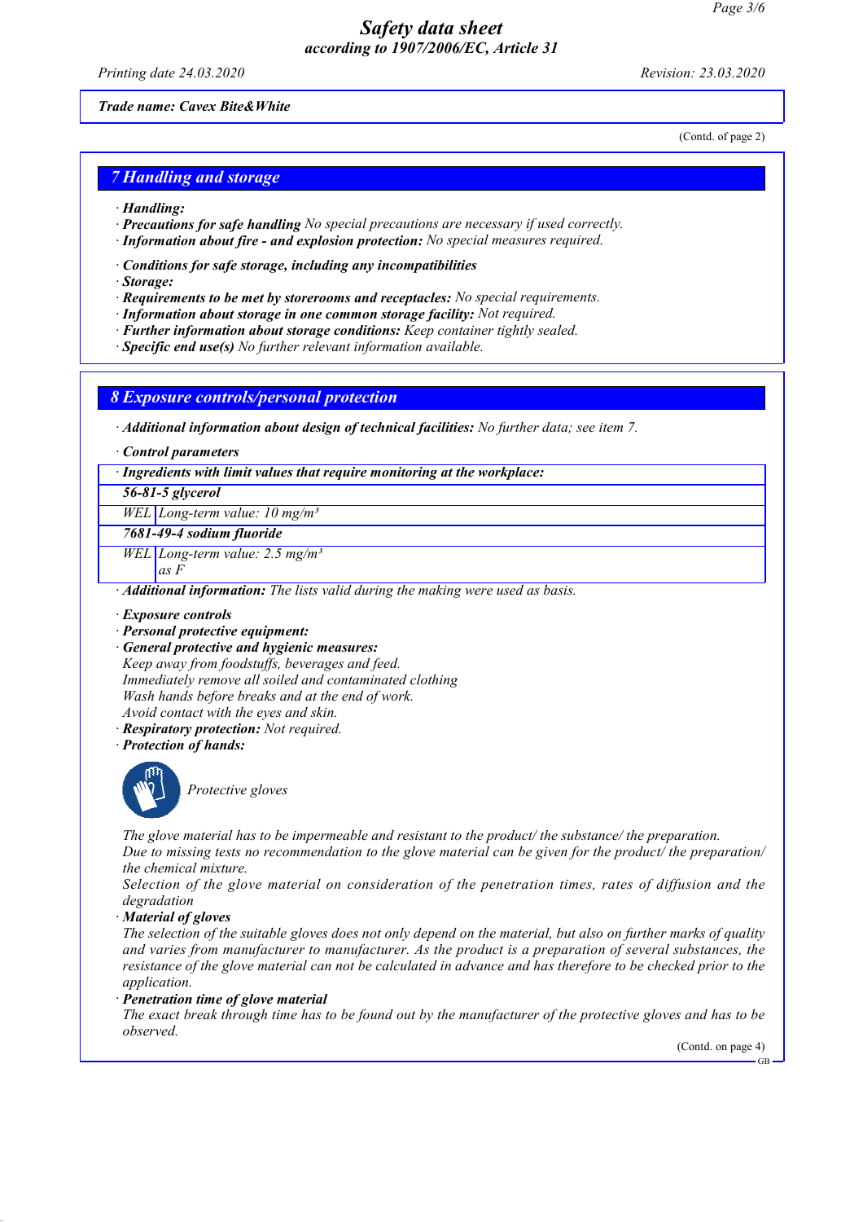**Trade name: Cavex Bite&White**

(Contd. of page 2)

## 7 Handling and storage

· **Handling:**
· **Precautions for safe handling** *No special precautions are necessary if used correctly.*
· **Information about fire - and explosion protection:** *No special measures required.*

· **Conditions for safe storage, including any incompatibilities**
· **Storage:**
· **Requirements to be met by storerooms and receptacles:** *No special requirements.*
· **Information about storage in one common storage facility:** *Not required.*
· **Further information about storage conditions:** *Keep container tightly sealed.*
· **Specific end use(s)** *No further relevant information available.*

## 8 Exposure controls/personal protection

· **Additional information about design of technical facilities:** *No further data; see item 7.*

· **Control parameters**

| · Ingredients with limit values that require monitoring at the workplace: | |
|---|---|
| **56-81-5 glycerol** | |
| WEL | Long-term value: 10 mg/m³ |
| **7681-49-4 sodium fluoride** | |
| WEL | Long-term value: 2.5 mg/m³ as F |

· **Additional information:** *The lists valid during the making were used as basis.*

· **Exposure controls**
· **Personal protective equipment:**
· **General protective and hygienic measures:**
*Keep away from foodstuffs, beverages and feed.*
*Immediately remove all soiled and contaminated clothing*
*Wash hands before breaks and at the end of work.*
*Avoid contact with the eyes and skin.*
· **Respiratory protection:** *Not required.*
· **Protection of hands:**

*Protective gloves*

*The glove material has to be impermeable and resistant to the product/ the substance/ the preparation.*
*Due to missing tests no recommendation to the glove material can be given for the product/ the preparation/ the chemical mixture.*
*Selection of the glove material on consideration of the penetration times, rates of diffusion and the degradation*
· **Material of gloves**
*The selection of the suitable gloves does not only depend on the material, but also on further marks of quality and varies from manufacturer to manufacturer. As the product is a preparation of several substances, the resistance of the glove material can not be calculated in advance and has therefore to be checked prior to the application.*
· **Penetration time of glove material**
*The exact break through time has to be found out by the manufacturer of the protective gloves and has to be observed.*

(Contd. on page 4)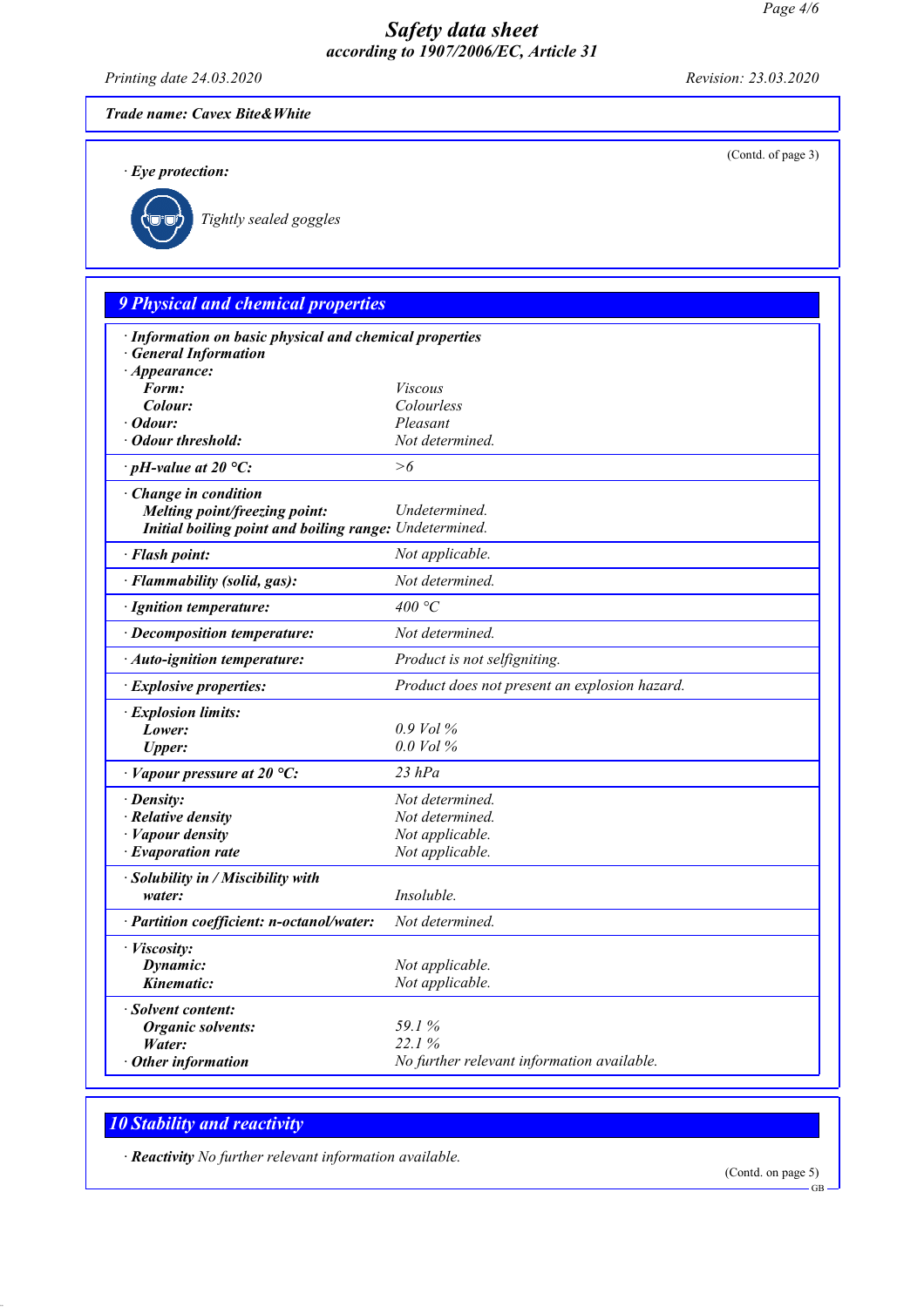Trade name: Cavex Bite&White

(Contd. of page 3)

· **Eye protection:**

Tightly sealed goggles

## 9 Physical and chemical properties

| | |
|---|---|
| · **Information on basic physical and chemical properties** | |
| · **General Information** | |
| · **Appearance:** | |
| **Form:** | Viscous |
| **Colour:** | Colourless |
| · **Odour:** | Pleasant |
| · **Odour threshold:** | Not determined. |
| · **pH-value at 20 °C:** | >6 |
| · **Change in condition** | |
| **Melting point/freezing point:** | Undetermined. |
| **Initial boiling point and boiling range:** | Undetermined. |
| · **Flash point:** | Not applicable. |
| · **Flammability (solid, gas):** | Not determined. |
| · **Ignition temperature:** | 400 °C |
| · **Decomposition temperature:** | Not determined. |
| · **Auto-ignition temperature:** | Product is not selfigniting. |
| · **Explosive properties:** | Product does not present an explosion hazard. |
| · **Explosion limits:** | |
| **Lower:** | 0.9 Vol % |
| **Upper:** | 0.0 Vol % |
| · **Vapour pressure at 20 °C:** | 23 hPa |
| · **Density:** | Not determined. |
| · **Relative density** | Not determined. |
| · **Vapour density** | Not applicable. |
| · **Evaporation rate** | Not applicable. |
| · **Solubility in / Miscibility with** | |
| **water:** | Insoluble. |
| · **Partition coefficient: n-octanol/water:** | Not determined. |
| · **Viscosity:** | |
| **Dynamic:** | Not applicable. |
| **Kinematic:** | Not applicable. |
| · **Solvent content:** | |
| **Organic solvents:** | 59.1 % |
| **Water:** | 22.1 % |
| · **Other information** | No further relevant information available. |

## 10 Stability and reactivity

· **Reactivity** No further relevant information available.

(Contd. on page 5)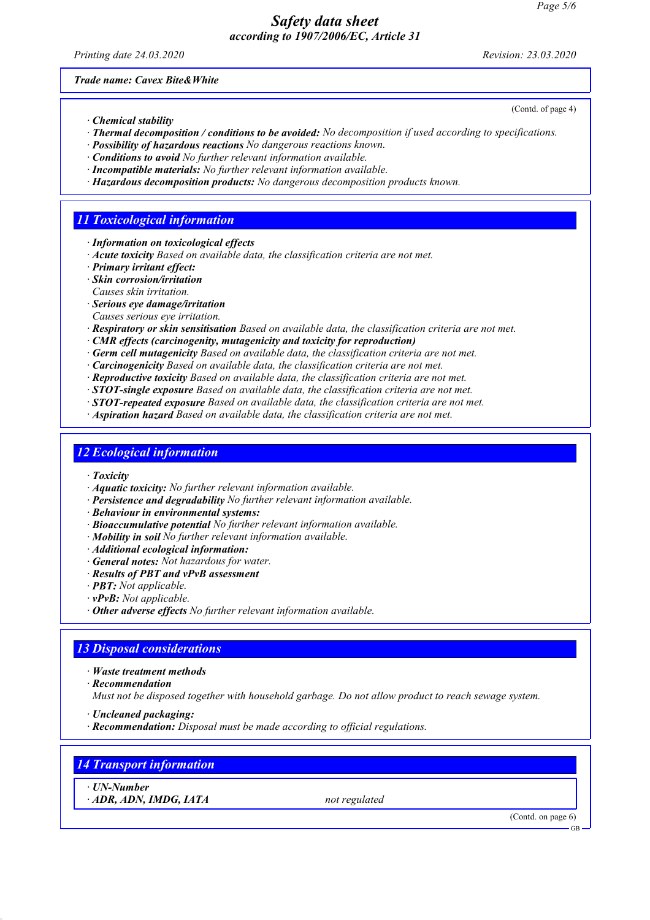Trade name: Cavex Bite&White

(Contd. of page 4)

· **Chemical stability**
· **Thermal decomposition / conditions to be avoided:** No decomposition if used according to specifications.
· **Possibility of hazardous reactions** No dangerous reactions known.
· **Conditions to avoid** No further relevant information available.
· **Incompatible materials:** No further relevant information available.
· **Hazardous decomposition products:** No dangerous decomposition products known.

## 11 Toxicological information

· **Information on toxicological effects**
· **Acute toxicity** Based on available data, the classification criteria are not met.
· **Primary irritant effect:**
· **Skin corrosion/irritation**
Causes skin irritation.
· **Serious eye damage/irritation**
Causes serious eye irritation.
· **Respiratory or skin sensitisation** Based on available data, the classification criteria are not met.
· **CMR effects (carcinogenity, mutagenicity and toxicity for reproduction)**
· **Germ cell mutagenicity** Based on available data, the classification criteria are not met.
· **Carcinogenicity** Based on available data, the classification criteria are not met.
· **Reproductive toxicity** Based on available data, the classification criteria are not met.
· **STOT-single exposure** Based on available data, the classification criteria are not met.
· **STOT-repeated exposure** Based on available data, the classification criteria are not met.
· **Aspiration hazard** Based on available data, the classification criteria are not met.

## 12 Ecological information

· **Toxicity**
· **Aquatic toxicity:** No further relevant information available.
· **Persistence and degradability** No further relevant information available.
· **Behaviour in environmental systems:**
· **Bioaccumulative potential** No further relevant information available.
· **Mobility in soil** No further relevant information available.
· **Additional ecological information:**
· **General notes:** Not hazardous for water.
· **Results of PBT and vPvB assessment**
· **PBT:** Not applicable.
· **vPvB:** Not applicable.
· **Other adverse effects** No further relevant information available.

## 13 Disposal considerations

· **Waste treatment methods**
· **Recommendation**
Must not be disposed together with household garbage. Do not allow product to reach sewage system.

· **Uncleaned packaging:**
· **Recommendation:** Disposal must be made according to official regulations.

## 14 Transport information

| · UN-Number | |
|---|---|
| · ADR, ADN, IMDG, IATA | not regulated |

(Contd. on page 6)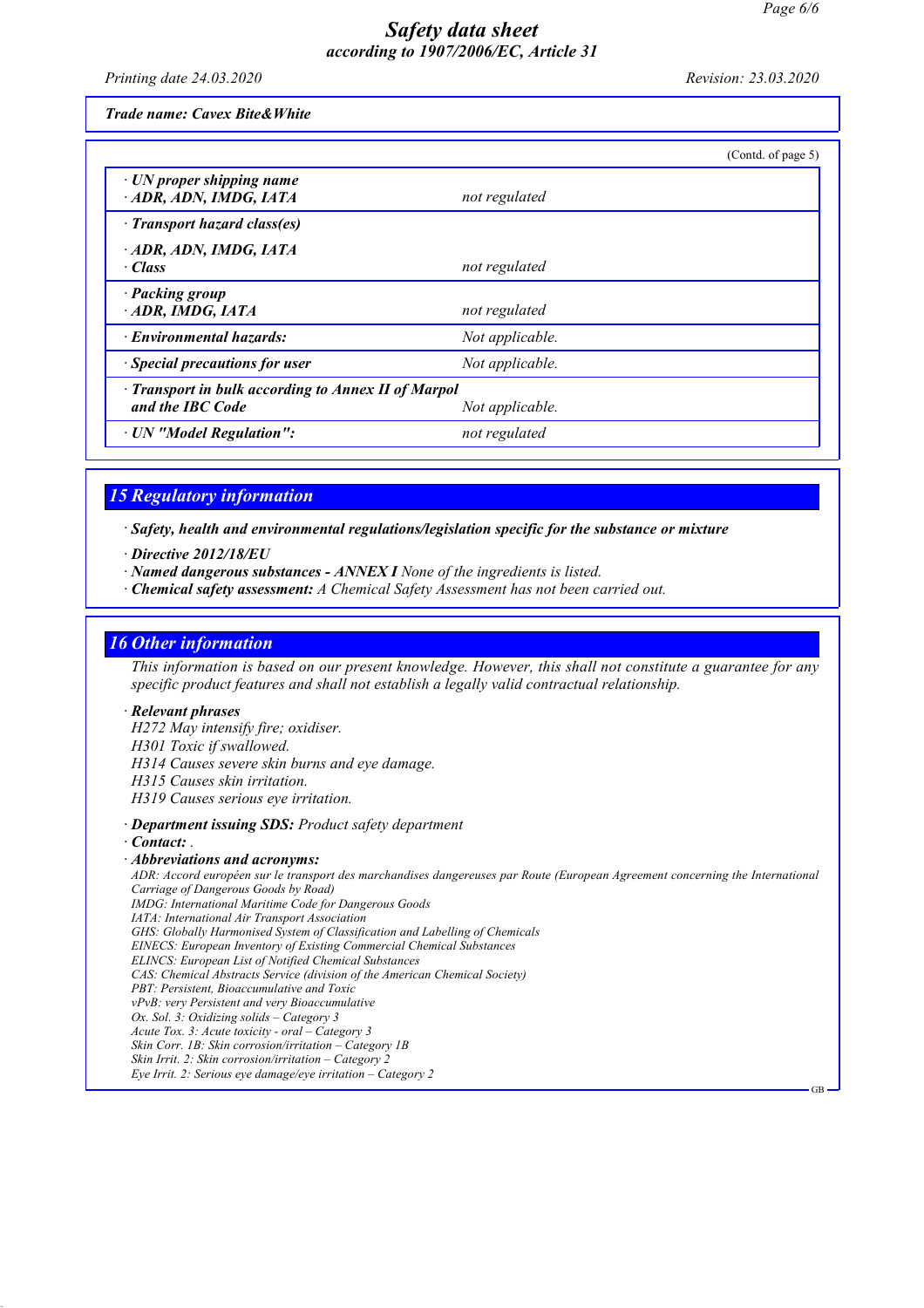Trade name: Cavex Bite&White

(Contd. of page 5)

| | |
|---|---|
| · UN proper shipping name<br>· ADR, ADN, IMDG, IATA | not regulated |
| · Transport hazard class(es) | |
| · ADR, ADN, IMDG, IATA<br>· Class | not regulated |
| · Packing group<br>· ADR, IMDG, IATA | not regulated |
| · Environmental hazards: | Not applicable. |
| · Special precautions for user | Not applicable. |
| · Transport in bulk according to Annex II of Marpol and the IBC Code | Not applicable. |
| · UN "Model Regulation": | not regulated |

## 15 Regulatory information

· **Safety, health and environmental regulations/legislation specific for the substance or mixture**

· **Directive 2012/18/EU**
· **Named dangerous substances - ANNEX I** None of the ingredients is listed.
· **Chemical safety assessment:** A Chemical Safety Assessment has not been carried out.

## 16 Other information

This information is based on our present knowledge. However, this shall not constitute a guarantee for any specific product features and shall not establish a legally valid contractual relationship.

· **Relevant phrases**
H272 May intensify fire; oxidiser.
H301 Toxic if swallowed.
H314 Causes severe skin burns and eye damage.
H315 Causes skin irritation.
H319 Causes serious eye irritation.

· **Department issuing SDS:** Product safety department
· **Contact:** .
· **Abbreviations and acronyms:**
ADR: Accord européen sur le transport des marchandises dangereuses par Route (European Agreement concerning the International Carriage of Dangerous Goods by Road)
IMDG: International Maritime Code for Dangerous Goods
IATA: International Air Transport Association
GHS: Globally Harmonised System of Classification and Labelling of Chemicals
EINECS: European Inventory of Existing Commercial Chemical Substances
ELINCS: European List of Notified Chemical Substances
CAS: Chemical Abstracts Service (division of the American Chemical Society)
PBT: Persistent, Bioaccumulative and Toxic
vPvB: very Persistent and very Bioaccumulative
Ox. Sol. 3: Oxidizing solids – Category 3
Acute Tox. 3: Acute toxicity - oral – Category 3
Skin Corr. 1B: Skin corrosion/irritation – Category 1B
Skin Irrit. 2: Skin corrosion/irritation – Category 2
Eye Irrit. 2: Serious eye damage/eye irritation – Category 2